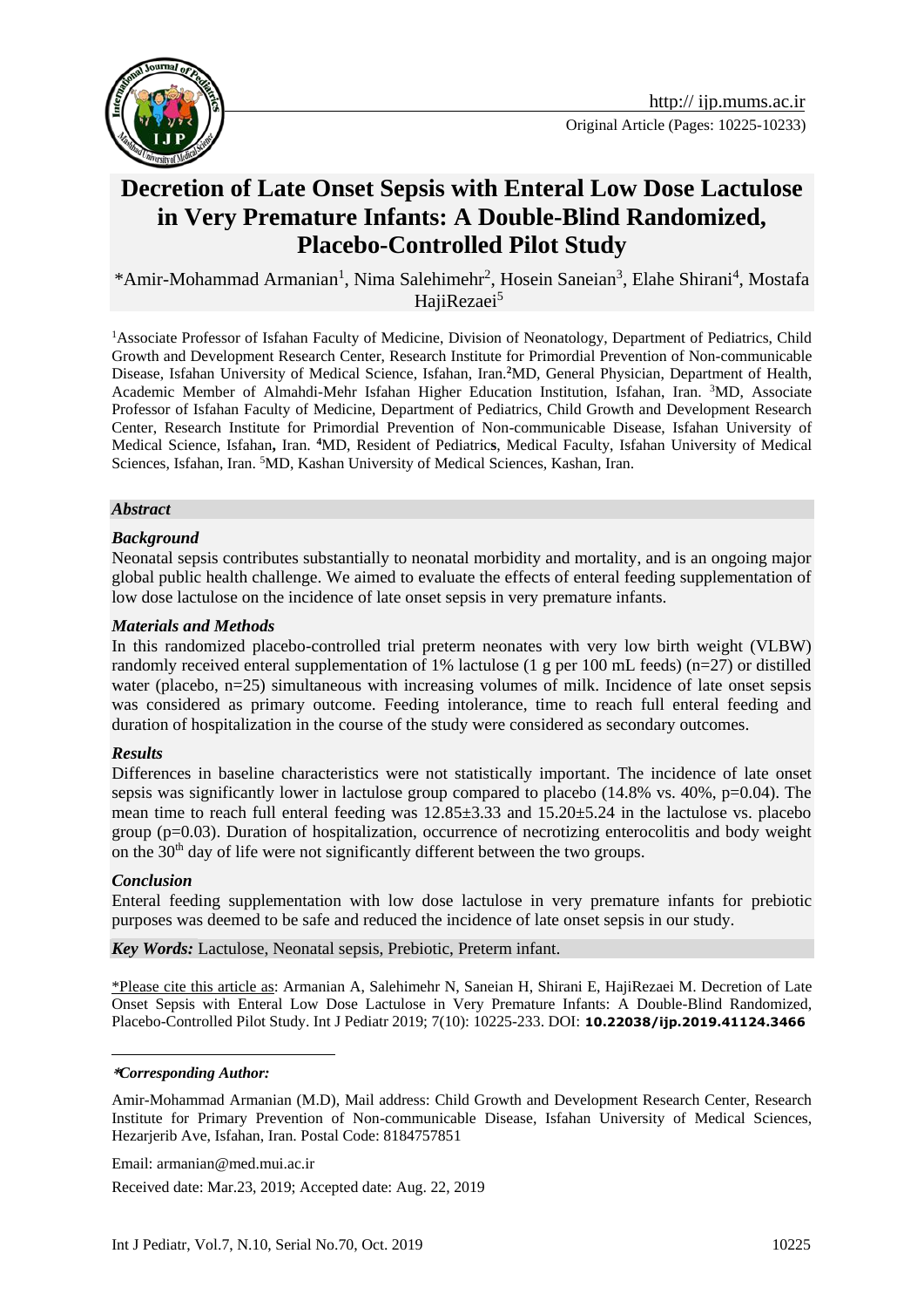Original Article (Pages: 10225-10233)

# Decretion of Late Onset Sepsis with Enteral Low Dose Lactulose in Very Premature Infants: A Double-Blind Randomized, Placebo-Controlled Pilot Study

*Amir-Mohammad Armanian[1], Nima Salehimehr[2], Hosein Saneian[3], Elahe Shirani[4], Mostafa HajiRezaei[5]

[1]Associate Professor of Isfahan Faculty of Medicine, Division of Neonatology, Department of Pediatrics, Child Growth and Development Research Center, Research Institute for Primordial Prevention of Non-communicable Disease, Isfahan University of Medical Science, Isfahan, Iran.[2]MD, General Physician, Department of Health, Academic Member of Almahdi-Mehr Isfahan Higher Education Institution, Isfahan, Iran. [3]MD, Associate Professor of Isfahan Faculty of Medicine, Department of Pediatrics, Child Growth and Development Research Center, Research Institute for Primordial Prevention of Non-communicable Disease, Isfahan University of Medical Science, Isfahan, Iran. [4]MD, Resident of Pediatrics, Medical Faculty, Isfahan University of Medical Sciences, Isfahan, Iran. [5]MD, Kashan University of Medical Sciences, Kashan, Iran.

## *Abstract*

### *Background*

Neonatal sepsis contributes substantially to neonatal morbidity and mortality, and is an ongoing major global public health challenge. We aimed to evaluate the effects of enteral feeding supplementation of low dose lactulose on the incidence of late onset sepsis in very premature infants.

### *Materials and Methods*

In this randomized placebo-controlled trial preterm neonates with very low birth weight (VLBW) randomly received enteral supplementation of 1% lactulose (1 g per 100 mL feeds) (n=27) or distilled water (placebo, n=25) simultaneous with increasing volumes of milk. Incidence of late onset sepsis was considered as primary outcome. Feeding intolerance, time to reach full enteral feeding and duration of hospitalization in the course of the study were considered as secondary outcomes.

### *Results*

Differences in baseline characteristics were not statistically important. The incidence of late onset sepsis was significantly lower in lactulose group compared to placebo (14.8% vs. 40%, p=0.04). The mean time to reach full enteral feeding was 12.85±3.33 and 15.20±5.24 in the lactulose vs. placebo group (p=0.03). Duration of hospitalization, occurrence of necrotizing enterocolitis and body weight on the 30[th] day of life were not significantly different between the two groups.

### *Conclusion*

Enteral feeding supplementation with low dose lactulose in very premature infants for prebiotic purposes was deemed to be safe and reduced the incidence of late onset sepsis in our study.

***Key Words:*** Lactulose, Neonatal sepsis, Prebiotic, Preterm infant.

*Please cite this article as: Armanian A, Salehimehr N, Saneian H, Shirani E, HajiRezaei M. Decretion of Late Onset Sepsis with Enteral Low Dose Lactulose in Very Premature Infants: A Double-Blind Randomized, Placebo-Controlled Pilot Study. Int J Pediatr 2019; 7(10): 10225-233. DOI: **10.22038/ijp.2019.41124.3466**

---

****Corresponding Author:***

Amir-Mohammad Armanian (M.D), Mail address: Child Growth and Development Research Center, Research Institute for Primary Prevention of Non-communicable Disease, Isfahan University of Medical Sciences, Hezarjerib Ave, Isfahan, Iran. Postal Code: 8184757851

Email: armanian@med.mui.ac.ir

Received date: Mar.23, 2019; Accepted date: Aug. 22, 2019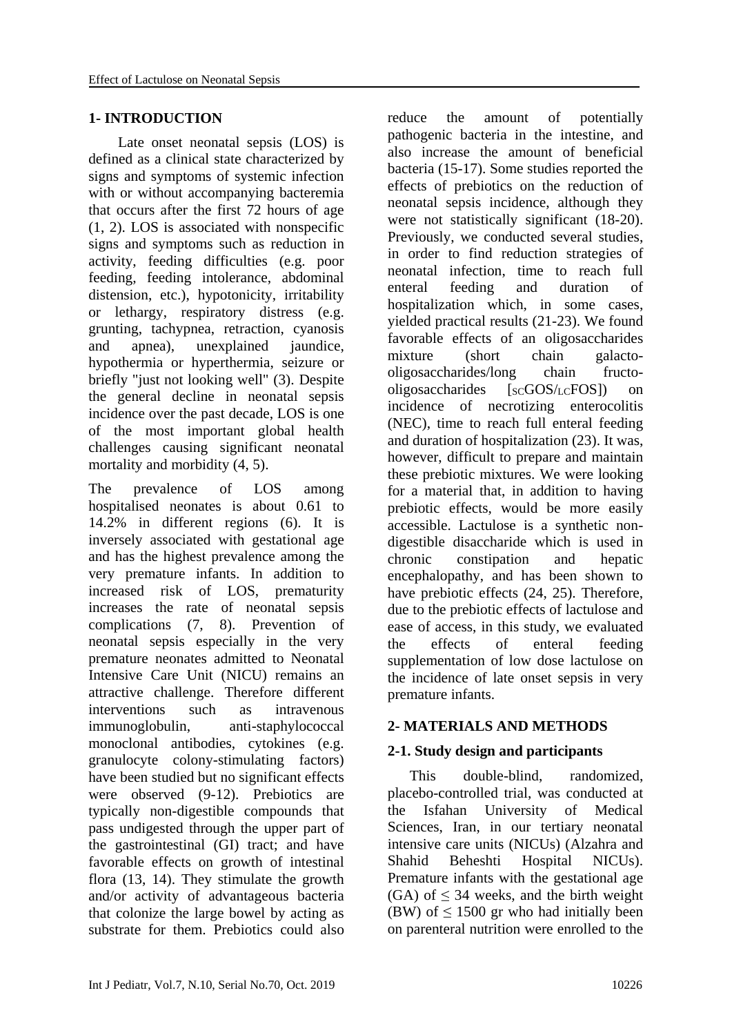## 1- INTRODUCTION

Late onset neonatal sepsis (LOS) is defined as a clinical state characterized by signs and symptoms of systemic infection with or without accompanying bacteremia that occurs after the first 72 hours of age (1, 2). LOS is associated with nonspecific signs and symptoms such as reduction in activity, feeding difficulties (e.g. poor feeding, feeding intolerance, abdominal distension, etc.), hypotonicity, irritability or lethargy, respiratory distress (e.g. grunting, tachypnea, retraction, cyanosis and apnea), unexplained jaundice, hypothermia or hyperthermia, seizure or briefly "just not looking well" (3). Despite the general decline in neonatal sepsis incidence over the past decade, LOS is one of the most important global health challenges causing significant neonatal mortality and morbidity (4, 5).

The prevalence of LOS among hospitalised neonates is about 0.61 to 14.2% in different regions (6). It is inversely associated with gestational age and has the highest prevalence among the very premature infants. In addition to increased risk of LOS, prematurity increases the rate of neonatal sepsis complications (7, 8). Prevention of neonatal sepsis especially in the very premature neonates admitted to Neonatal Intensive Care Unit (NICU) remains an attractive challenge. Therefore different interventions such as intravenous immunoglobulin, anti-staphylococcal monoclonal antibodies, cytokines (e.g. granulocyte colony-stimulating factors) have been studied but no significant effects were observed (9-12). Prebiotics are typically non-digestible compounds that pass undigested through the upper part of the gastrointestinal (GI) tract; and have favorable effects on growth of intestinal flora (13, 14). They stimulate the growth and/or activity of advantageous bacteria that colonize the large bowel by acting as substrate for them. Prebiotics could also reduce the amount of potentially pathogenic bacteria in the intestine, and also increase the amount of beneficial bacteria (15-17). Some studies reported the effects of prebiotics on the reduction of neonatal sepsis incidence, although they were not statistically significant (18-20). Previously, we conducted several studies, in order to find reduction strategies of neonatal infection, time to reach full enteral feeding and duration of hospitalization which, in some cases, yielded practical results (21-23). We found favorable effects of an oligosaccharides mixture (short chain galacto-oligosaccharides/long chain fructo-oligosaccharides [$_{SC}$GOS/$_{LC}$FOS]) on incidence of necrotizing enterocolitis (NEC), time to reach full enteral feeding and duration of hospitalization (23). It was, however, difficult to prepare and maintain these prebiotic mixtures. We were looking for a material that, in addition to having prebiotic effects, would be more easily accessible. Lactulose is a synthetic non-digestible disaccharide which is used in chronic constipation and hepatic encephalopathy, and has been shown to have prebiotic effects (24, 25). Therefore, due to the prebiotic effects of lactulose and ease of access, in this study, we evaluated the effects of enteral feeding supplementation of low dose lactulose on the incidence of late onset sepsis in very premature infants.

## 2- MATERIALS AND METHODS

### 2-1. Study design and participants

This double-blind, randomized, placebo-controlled trial, was conducted at the Isfahan University of Medical Sciences, Iran, in our tertiary neonatal intensive care units (NICUs) (Alzahra and Shahid Beheshti Hospital NICUs). Premature infants with the gestational age (GA) of $\leq$ 34 weeks, and the birth weight (BW) of $\leq$ 1500 gr who had initially been on parenteral nutrition were enrolled to the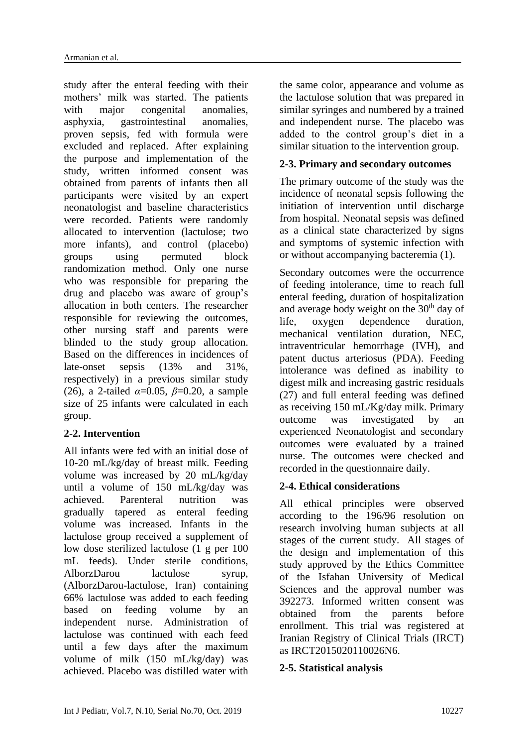study after the enteral feeding with their mothers' milk was started. The patients with major congenital anomalies, asphyxia, gastrointestinal anomalies, proven sepsis, fed with formula were excluded and replaced. After explaining the purpose and implementation of the study, written informed consent was obtained from parents of infants then all participants were visited by an expert neonatologist and baseline characteristics were recorded. Patients were randomly allocated to intervention (lactulose; two more infants), and control (placebo) groups using permuted block randomization method. Only one nurse who was responsible for preparing the drug and placebo was aware of group's allocation in both centers. The researcher responsible for reviewing the outcomes, other nursing staff and parents were blinded to the study group allocation. Based on the differences in incidences of late-onset sepsis (13% and 31%, respectively) in a previous similar study (26), a 2-tailed $\alpha$=0.05, $\beta$=0.20, a sample size of 25 infants were calculated in each group.

## 2-2. Intervention

All infants were fed with an initial dose of 10-20 mL/kg/day of breast milk. Feeding volume was increased by 20 mL/kg/day until a volume of 150 mL/kg/day was achieved. Parenteral nutrition was gradually tapered as enteral feeding volume was increased. Infants in the lactulose group received a supplement of low dose sterilized lactulose (1 g per 100 mL feeds). Under sterile conditions, AlborzDarou lactulose syrup, (AlborzDarou-lactulose, Iran) containing 66% lactulose was added to each feeding based on feeding volume by an independent nurse. Administration of lactulose was continued with each feed until a few days after the maximum volume of milk (150 mL/kg/day) was achieved. Placebo was distilled water with the same color, appearance and volume as the lactulose solution that was prepared in similar syringes and numbered by a trained and independent nurse. The placebo was added to the control group's diet in a similar situation to the intervention group.

## 2-3. Primary and secondary outcomes

The primary outcome of the study was the incidence of neonatal sepsis following the initiation of intervention until discharge from hospital. Neonatal sepsis was defined as a clinical state characterized by signs and symptoms of systemic infection with or without accompanying bacteremia (1).

Secondary outcomes were the occurrence of feeding intolerance, time to reach full enteral feeding, duration of hospitalization and average body weight on the 30th day of life, oxygen dependence duration, mechanical ventilation duration, NEC, intraventricular hemorrhage (IVH), and patent ductus arteriosus (PDA). Feeding intolerance was defined as inability to digest milk and increasing gastric residuals (27) and full enteral feeding was defined as receiving 150 mL/Kg/day milk. Primary outcome was investigated by an experienced Neonatologist and secondary outcomes were evaluated by a trained nurse. The outcomes were checked and recorded in the questionnaire daily.

## 2-4. Ethical considerations

All ethical principles were observed according to the 196/96 resolution on research involving human subjects at all stages of the current study. All stages of the design and implementation of this study approved by the Ethics Committee of the Isfahan University of Medical Sciences and the approval number was 392273. Informed written consent was obtained from the parents before enrollment. This trial was registered at Iranian Registry of Clinical Trials (IRCT) as IRCT2015020110026N6.

## 2-5. Statistical analysis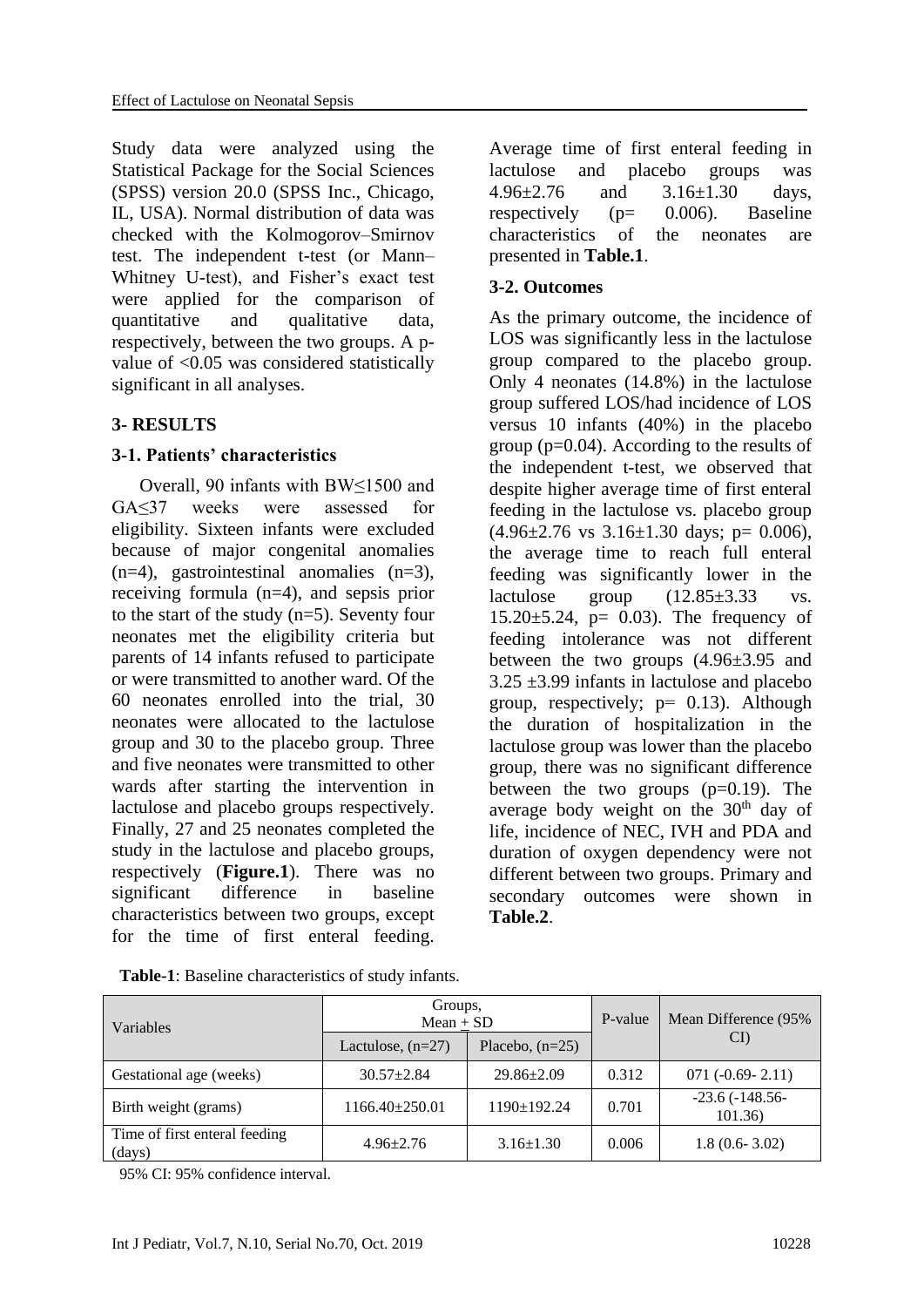Study data were analyzed using the Statistical Package for the Social Sciences (SPSS) version 20.0 (SPSS Inc., Chicago, IL, USA). Normal distribution of data was checked with the Kolmogorov–Smirnov test. The independent t-test (or Mann–Whitney U-test), and Fisher's exact test were applied for the comparison of quantitative and qualitative data, respectively, between the two groups. A p-value of <0.05 was considered statistically significant in all analyses.

## 3- RESULTS

### 3-1. Patients' characteristics

Overall, 90 infants with BW≤1500 and GA≤37 weeks were assessed for eligibility. Sixteen infants were excluded because of major congenital anomalies (n=4), gastrointestinal anomalies (n=3), receiving formula (n=4), and sepsis prior to the start of the study (n=5). Seventy four neonates met the eligibility criteria but parents of 14 infants refused to participate or were transmitted to another ward. Of the 60 neonates enrolled into the trial, 30 neonates were allocated to the lactulose group and 30 to the placebo group. Three and five neonates were transmitted to other wards after starting the intervention in lactulose and placebo groups respectively. Finally, 27 and 25 neonates completed the study in the lactulose and placebo groups, respectively (**Figure.1**). There was no significant difference in baseline characteristics between two groups, except for the time of first enteral feeding. Average time of first enteral feeding in lactulose and placebo groups was 4.96±2.76 and 3.16±1.30 days, respectively (p= 0.006). Baseline characteristics of the neonates are presented in **Table.1**.

### 3-2. Outcomes

As the primary outcome, the incidence of LOS was significantly less in the lactulose group compared to the placebo group. Only 4 neonates (14.8%) in the lactulose group suffered LOS/had incidence of LOS versus 10 infants (40%) in the placebo group (p=0.04). According to the results of the independent t-test, we observed that despite higher average time of first enteral feeding in the lactulose vs. placebo group (4.96±2.76 vs 3.16±1.30 days; p= 0.006), the average time to reach full enteral feeding was significantly lower in the lactulose group (12.85±3.33 vs. 15.20±5.24, p= 0.03). The frequency of feeding intolerance was not different between the two groups (4.96±3.95 and 3.25 ±3.99 infants in lactulose and placebo group, respectively; p= 0.13). Although the duration of hospitalization in the lactulose group was lower than the placebo group, there was no significant difference between the two groups (p=0.19). The average body weight on the 30th day of life, incidence of NEC, IVH and PDA and duration of oxygen dependency were not different between two groups. Primary and secondary outcomes were shown in **Table.2**.

**Table-1**: Baseline characteristics of study infants.

| Variables | Groups, Mean ± SD | | P-value | Mean Difference (95% CI) |
|---|---|---|---|---|
| | Lactulose, (n=27) | Placebo, (n=25) | | |
| Gestational age (weeks) | 30.57±2.84 | 29.86±2.09 | 0.312 | 071 (-0.69- 2.11) |
| Birth weight (grams) | 1166.40±250.01 | 1190±192.24 | 0.701 | -23.6 (-148.56- 101.36) |
| Time of first enteral feeding (days) | 4.96±2.76 | 3.16±1.30 | 0.006 | 1.8 (0.6- 3.02) |

95% CI: 95% confidence interval.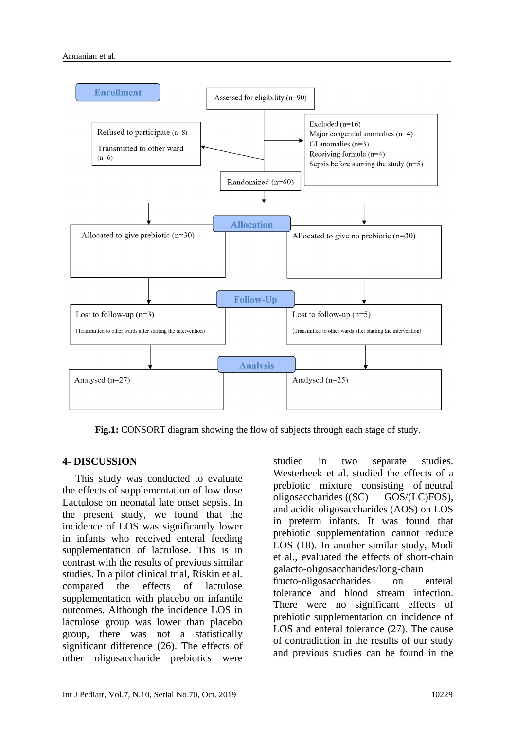Enrollment

Assessed for eligibility (n=90)

Refused to participate (n=8)

Transmitted to other ward (n=6)

Excluded (n=16)
Major congenital anomalies (n=4)
GI anomalies (n=3)
Receiving formula (n=4)
Sepsis before starting the study (n=5)

Randomized (n=60)

Allocation

Allocated to give prebiotic (n=30)

Allocated to give no prebiotic (n=30)

Follow-Up

Lost to follow-up (n=3)
(Transmitted to other wards after starting the intervention)

Lost to follow-up (n=5)
(Transmitted to other wards after starting the intervention)

Analysis

Analysed (n=27)

Analysed (n=25)

**Fig.1:** CONSORT diagram showing the flow of subjects through each stage of study.

## 4- DISCUSSION

This study was conducted to evaluate the effects of supplementation of low dose Lactulose on neonatal late onset sepsis. In the present study, we found that the incidence of LOS was significantly lower in infants who received enteral feeding supplementation of lactulose. This is in contrast with the results of previous similar studies. In a pilot clinical trial, Riskin et al. compared the effects of lactulose supplementation with placebo on infantile outcomes. Although the incidence LOS in lactulose group was lower than placebo group, there was not a statistically significant difference (26). The effects of other oligosaccharide prebiotics were studied in two separate studies. Westerbeek et al. studied the effects of a prebiotic mixture consisting of neutral oligosaccharides ((SC) GOS/(LC)FOS), and acidic oligosaccharides (AOS) on LOS in preterm infants. It was found that prebiotic supplementation cannot reduce LOS (18). In another similar study, Modi et al., evaluated the effects of short-chain galacto-oligosaccharides/long-chain fructo-oligosaccharides on enteral tolerance and blood stream infection. There were no significant effects of prebiotic supplementation on incidence of LOS and enteral tolerance (27). The cause of contradiction in the results of our study and previous studies can be found in the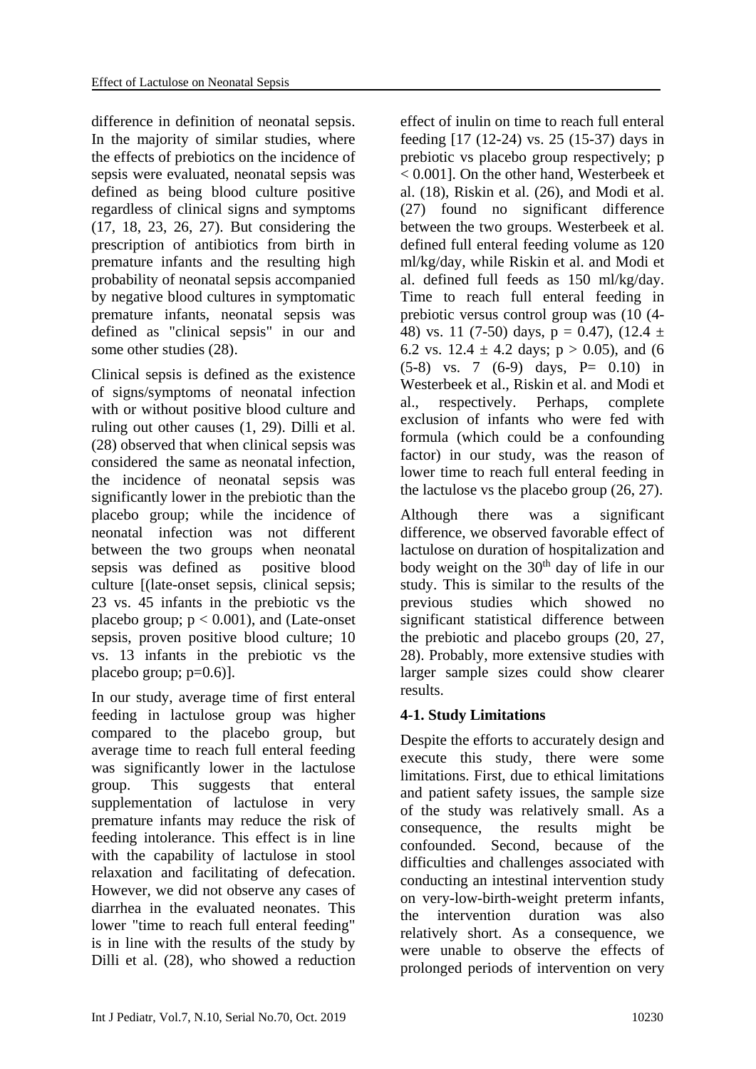difference in definition of neonatal sepsis. In the majority of similar studies, where the effects of prebiotics on the incidence of sepsis were evaluated, neonatal sepsis was defined as being blood culture positive regardless of clinical signs and symptoms (17, 18, 23, 26, 27). But considering the prescription of antibiotics from birth in premature infants and the resulting high probability of neonatal sepsis accompanied by negative blood cultures in symptomatic premature infants, neonatal sepsis was defined as "clinical sepsis" in our and some other studies (28).

Clinical sepsis is defined as the existence of signs/symptoms of neonatal infection with or without positive blood culture and ruling out other causes (1, 29). Dilli et al. (28) observed that when clinical sepsis was considered the same as neonatal infection, the incidence of neonatal sepsis was significantly lower in the prebiotic than the placebo group; while the incidence of neonatal infection was not different between the two groups when neonatal sepsis was defined as positive blood culture [(late-onset sepsis, clinical sepsis; 23 vs. 45 infants in the prebiotic vs the placebo group; $p < 0.001$), and (Late-onset sepsis, proven positive blood culture; 10 vs. 13 infants in the prebiotic vs the placebo group; $p=0.6$)].

In our study, average time of first enteral feeding in lactulose group was higher compared to the placebo group, but average time to reach full enteral feeding was significantly lower in the lactulose group. This suggests that enteral supplementation of lactulose in very premature infants may reduce the risk of feeding intolerance. This effect is in line with the capability of lactulose in stool relaxation and facilitating of defecation. However, we did not observe any cases of diarrhea in the evaluated neonates. This lower "time to reach full enteral feeding" is in line with the results of the study by Dilli et al. (28), who showed a reduction effect of inulin on time to reach full enteral feeding [17 (12-24) vs. 25 (15-37) days in prebiotic vs placebo group respectively; $p < 0.001$]. On the other hand, Westerbeek et al. (18), Riskin et al. (26), and Modi et al. (27) found no significant difference between the two groups. Westerbeek et al. defined full enteral feeding volume as 120 ml/kg/day, while Riskin et al. and Modi et al. defined full feeds as 150 ml/kg/day. Time to reach full enteral feeding in prebiotic versus control group was (10 (4-48) vs. 11 (7-50) days, $p = 0.47$), ($12.4 \pm 6.2$ vs. $12.4 \pm 4.2$ days; $p > 0.05$), and (6 (5-8) vs. 7 (6-9) days, $P= 0.10$) in Westerbeek et al., Riskin et al. and Modi et al., respectively. Perhaps, complete exclusion of infants who were fed with formula (which could be a confounding factor) in our study, was the reason of lower time to reach full enteral feeding in the lactulose vs the placebo group (26, 27).

Although there was a significant difference, we observed favorable effect of lactulose on duration of hospitalization and body weight on the 30th day of life in our study. This is similar to the results of the previous studies which showed no significant statistical difference between the prebiotic and placebo groups (20, 27, 28). Probably, more extensive studies with larger sample sizes could show clearer results.

### 4-1. Study Limitations

Despite the efforts to accurately design and execute this study, there were some limitations. First, due to ethical limitations and patient safety issues, the sample size of the study was relatively small. As a consequence, the results might be confounded. Second, because of the difficulties and challenges associated with conducting an intestinal intervention study on very-low-birth-weight preterm infants, the intervention duration was also relatively short. As a consequence, we were unable to observe the effects of prolonged periods of intervention on very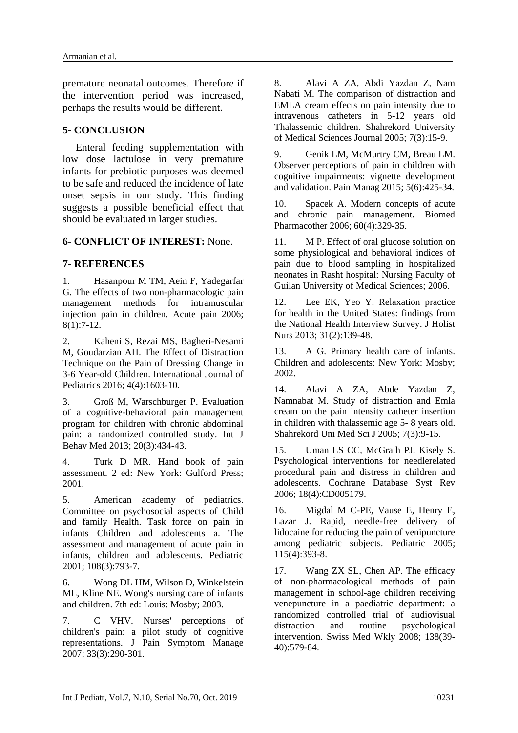premature neonatal outcomes. Therefore if the intervention period was increased, perhaps the results would be different.

## 5- CONCLUSION

Enteral feeding supplementation with low dose lactulose in very premature infants for prebiotic purposes was deemed to be safe and reduced the incidence of late onset sepsis in our study. This finding suggests a possible beneficial effect that should be evaluated in larger studies.

## 6- CONFLICT OF INTEREST: None.

## 7- REFERENCES

1. Hasanpour M TM, Aein F, Yadegarfar G. The effects of two non-pharmacologic pain management methods for intramuscular injection pain in children. Acute pain 2006; 8(1):7-12.

2. Kaheni S, Rezai MS, Bagheri-Nesami M, Goudarzian AH. The Effect of Distraction Technique on the Pain of Dressing Change in 3-6 Year-old Children. International Journal of Pediatrics 2016; 4(4):1603-10.

3. Groß M, Warschburger P. Evaluation of a cognitive-behavioral pain management program for children with chronic abdominal pain: a randomized controlled study. Int J Behav Med 2013; 20(3):434-43.

4. Turk D MR. Hand book of pain assessment. 2 ed: New York: Gulford Press; 2001.

5. American academy of pediatrics. Committee on psychosocial aspects of Child and family Health. Task force on pain in infants Children and adolescents a. The assessment and management of acute pain in infants, children and adolescents. Pediatric 2001; 108(3):793-7.

6. Wong DL HM, Wilson D, Winkelstein ML, Kline NE. Wong's nursing care of infants and children. 7th ed: Louis: Mosby; 2003.

7. C VHV. Nurses' perceptions of children's pain: a pilot study of cognitive representations. J Pain Symptom Manage 2007; 33(3):290-301.

8. Alavi A ZA, Abdi Yazdan Z, Nam Nabati M. The comparison of distraction and EMLA cream effects on pain intensity due to intravenous catheters in 5-12 years old Thalassemic children. Shahrekord University of Medical Sciences Journal 2005; 7(3):15-9.

9. Genik LM, McMurtry CM, Breau LM. Observer perceptions of pain in children with cognitive impairments: vignette development and validation. Pain Manag 2015; 5(6):425-34.

10. Spacek A. Modern concepts of acute and chronic pain management. Biomed Pharmacother 2006; 60(4):329-35.

11. M P. Effect of oral glucose solution on some physiological and behavioral indices of pain due to blood sampling in hospitalized neonates in Rasht hospital: Nursing Faculty of Guilan University of Medical Sciences; 2006.

12. Lee EK, Yeo Y. Relaxation practice for health in the United States: findings from the National Health Interview Survey. J Holist Nurs 2013; 31(2):139-48.

13. A G. Primary health care of infants. Children and adolescents: New York: Mosby; 2002.

14. Alavi A ZA, Abde Yazdan Z, Namnabat M. Study of distraction and Emla cream on the pain intensity catheter insertion in children with thalassemic age 5- 8 years old. Shahrekord Uni Med Sci J 2005; 7(3):9-15.

15. Uman LS CC, McGrath PJ, Kisely S. Psychological interventions for needlerelated procedural pain and distress in children and adolescents. Cochrane Database Syst Rev 2006; 18(4):CD005179.

16. Migdal M C-PE, Vause E, Henry E, Lazar J. Rapid, needle-free delivery of lidocaine for reducing the pain of venipuncture among pediatric subjects. Pediatric 2005; 115(4):393-8.

17. Wang ZX SL, Chen AP. The efficacy of non-pharmacological methods of pain management in school-age children receiving venepuncture in a paediatric department: a randomized controlled trial of audiovisual distraction and routine psychological intervention. Swiss Med Wkly 2008; 138(39-40):579-84.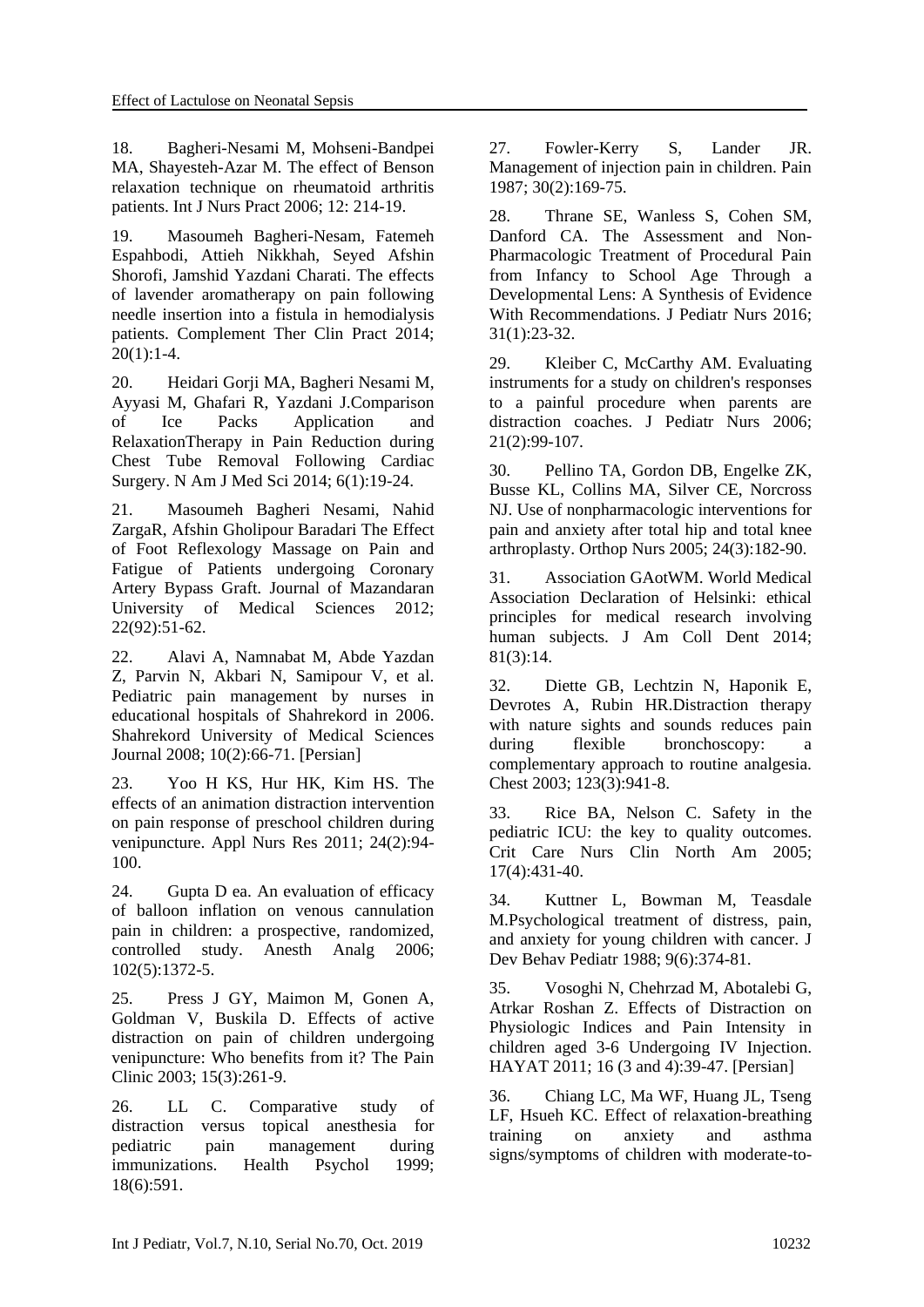18. Bagheri-Nesami M, Mohseni-Bandpei MA, Shayesteh-Azar M. The effect of Benson relaxation technique on rheumatoid arthritis patients. Int J Nurs Pract 2006; 12: 214-19.

19. Masoumeh Bagheri-Nesam, Fatemeh Espahbodi, Attieh Nikkhah, Seyed Afshin Shorofi, Jamshid Yazdani Charati. The effects of lavender aromatherapy on pain following needle insertion into a fistula in hemodialysis patients. Complement Ther Clin Pract 2014; 20(1):1-4.

20. Heidari Gorji MA, Bagheri Nesami M, Ayyasi M, Ghafari R, Yazdani J.Comparison of Ice Packs Application and RelaxationTherapy in Pain Reduction during Chest Tube Removal Following Cardiac Surgery. N Am J Med Sci 2014; 6(1):19-24.

21. Masoumeh Bagheri Nesami, Nahid ZargaR, Afshin Gholipour Baradari The Effect of Foot Reflexology Massage on Pain and Fatigue of Patients undergoing Coronary Artery Bypass Graft. Journal of Mazandaran University of Medical Sciences 2012; 22(92):51-62.

22. Alavi A, Namnabat M, Abde Yazdan Z, Parvin N, Akbari N, Samipour V, et al. Pediatric pain management by nurses in educational hospitals of Shahrekord in 2006. Shahrekord University of Medical Sciences Journal 2008; 10(2):66-71. [Persian]

23. Yoo H KS, Hur HK, Kim HS. The effects of an animation distraction intervention on pain response of preschool children during venipuncture. Appl Nurs Res 2011; 24(2):94-100.

24. Gupta D ea. An evaluation of efficacy of balloon inflation on venous cannulation pain in children: a prospective, randomized, controlled study. Anesth Analg 2006; 102(5):1372-5.

25. Press J GY, Maimon M, Gonen A, Goldman V, Buskila D. Effects of active distraction on pain of children undergoing venipuncture: Who benefits from it? The Pain Clinic 2003; 15(3):261-9.

26. LL C. Comparative study of distraction versus topical anesthesia for pediatric pain management during immunizations. Health Psychol 1999; 18(6):591.

27. Fowler-Kerry S, Lander JR. Management of injection pain in children. Pain 1987; 30(2):169-75.

28. Thrane SE, Wanless S, Cohen SM, Danford CA. The Assessment and Non-Pharmacologic Treatment of Procedural Pain from Infancy to School Age Through a Developmental Lens: A Synthesis of Evidence With Recommendations. J Pediatr Nurs 2016; 31(1):23-32.

29. Kleiber C, McCarthy AM. Evaluating instruments for a study on children's responses to a painful procedure when parents are distraction coaches. J Pediatr Nurs 2006; 21(2):99-107.

30. Pellino TA, Gordon DB, Engelke ZK, Busse KL, Collins MA, Silver CE, Norcross NJ. Use of nonpharmacologic interventions for pain and anxiety after total hip and total knee arthroplasty. Orthop Nurs 2005; 24(3):182-90.

31. Association GAotWM. World Medical Association Declaration of Helsinki: ethical principles for medical research involving human subjects. J Am Coll Dent 2014; 81(3):14.

32. Diette GB, Lechtzin N, Haponik E, Devrotes A, Rubin HR.Distraction therapy with nature sights and sounds reduces pain during flexible bronchoscopy: a complementary approach to routine analgesia. Chest 2003; 123(3):941-8.

33. Rice BA, Nelson C. Safety in the pediatric ICU: the key to quality outcomes. Crit Care Nurs Clin North Am 2005; 17(4):431-40.

34. Kuttner L, Bowman M, Teasdale M.Psychological treatment of distress, pain, and anxiety for young children with cancer. J Dev Behav Pediatr 1988; 9(6):374-81.

35. Vosoghi N, Chehrzad M, Abotalebi G, Atrkar Roshan Z. Effects of Distraction on Physiologic Indices and Pain Intensity in children aged 3-6 Undergoing IV Injection. HAYAT 2011; 16 (3 and 4):39-47. [Persian]

36. Chiang LC, Ma WF, Huang JL, Tseng LF, Hsueh KC. Effect of relaxation-breathing training on anxiety and asthma signs/symptoms of children with moderate-to-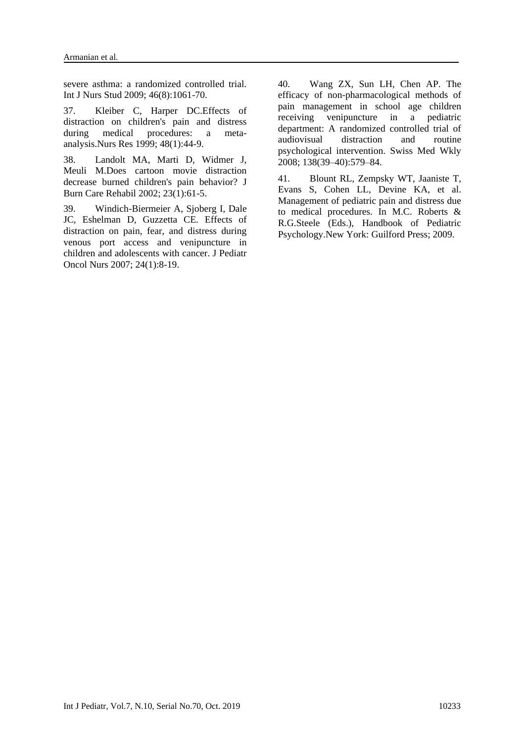severe asthma: a randomized controlled trial. Int J Nurs Stud 2009; 46(8):1061-70.

37. Kleiber C, Harper DC.Effects of distraction on children's pain and distress during medical procedures: a meta-analysis.Nurs Res 1999; 48(1):44-9.

38. Landolt MA, Marti D, Widmer J, Meuli M.Does cartoon movie distraction decrease burned children's pain behavior? J Burn Care Rehabil 2002; 23(1):61-5.

39. Windich-Biermeier A, Sjoberg I, Dale JC, Eshelman D, Guzzetta CE. Effects of distraction on pain, fear, and distress during venous port access and venipuncture in children and adolescents with cancer. J Pediatr Oncol Nurs 2007; 24(1):8-19.

40. Wang ZX, Sun LH, Chen AP. The efficacy of non-pharmacological methods of pain management in school age children receiving venipuncture in a pediatric department: A randomized controlled trial of audiovisual distraction and routine psychological intervention. Swiss Med Wkly 2008; 138(39–40):579–84.

41. Blount RL, Zempsky WT, Jaaniste T, Evans S, Cohen LL, Devine KA, et al. Management of pediatric pain and distress due to medical procedures. In M.C. Roberts & R.G.Steele (Eds.), Handbook of Pediatric Psychology.New York: Guilford Press; 2009.